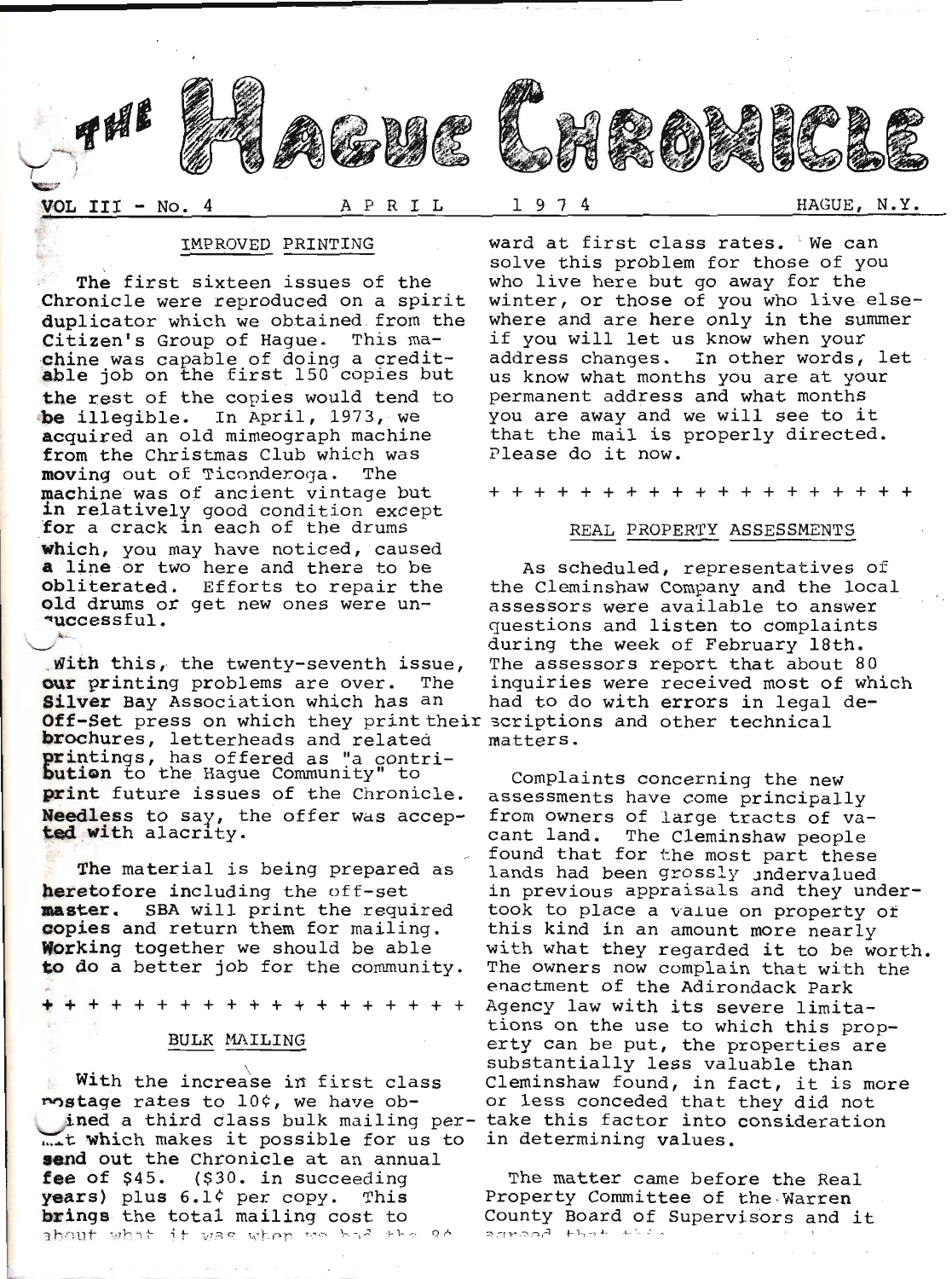# THE HAGUE CHRONICLE

VOL III - No. 4 APRIL 1974 HAGUE, N.Y.

## IMPROVED PRINTING

The first sixteen issues of the Chronicle were reproduced on a spirit duplicator which we obtained from the Citizen's Group of Hague. This machine was capable of doing a creditable job on the first 150 copies but the rest of the copies would tend to be illegible. In April, 1973, we acquired an old mimeograph machine from the Christmas Club which was moving out of Ticonderoga. The machine was of ancient vintage but in relatively good condition except for a crack in each of the drums which, you may have noticed, caused a line or two here and there to be obliterated. Efforts to repair the old drums or get new ones were unsuccessful.

With this, the twenty-seventh issue, our printing problems are over. The Silver Bay Association which has an Off-Set press on which they print their brochures, letterheads and related printings, has offered as "a contribution to the Hague Community" to print future issues of the Chronicle. Needless to say, the offer was accepted with alacrity.

The material is being prepared as heretofore including the off-set master. SBA will print the required copies and return them for mailing. Working together we should be able to do a better job for the community.

+ + + + + + + + + + + + + + + + + + + +

## BULK MAILING

With the increase in first class postage rates to 10¢, we have obtained a third class bulk mailing permit which makes it possible for us to send out the Chronicle at an annual fee of $45. ($30. in succeeding years) plus 6.1¢ per copy. This brings the total mailing cost to about what it was when we had the 8¢ ward at first class rates. We can solve this problem for those of you who live here but go away for the winter, or those of you who live elsewhere and are here only in the summer if you will let us know when your address changes. In other words, let us know what months you are at your permanent address and what months you are away and we will see to it that the mail is properly directed. Please do it now.

+ + + + + + + + + + + + + + + + + + + +

## REAL PROPERTY ASSESSMENTS

As scheduled, representatives of the Cleminshaw Company and the local assessors were available to answer questions and listen to complaints during the week of February 18th. The assessors report that about 80 inquiries were received most of which had to do with errors in legal descriptions and other technical matters.

Complaints concerning the new assessments have come principally from owners of large tracts of vacant land. The Cleminshaw people found that for the most part these lands had been grossly undervalued in previous appraisals and they undertook to place a value on property of this kind in an amount more nearly with what they regarded it to be worth. The owners now complain that with the enactment of the Adirondack Park Agency law with its severe limitations on the use to which this property can be put, the properties are substantially less valuable than Cleminshaw found, in fact, it is more or less conceded that they did not take this factor into consideration in determining values.

The matter came before the Real Property Committee of the Warren County Board of Supervisors and it agreed that this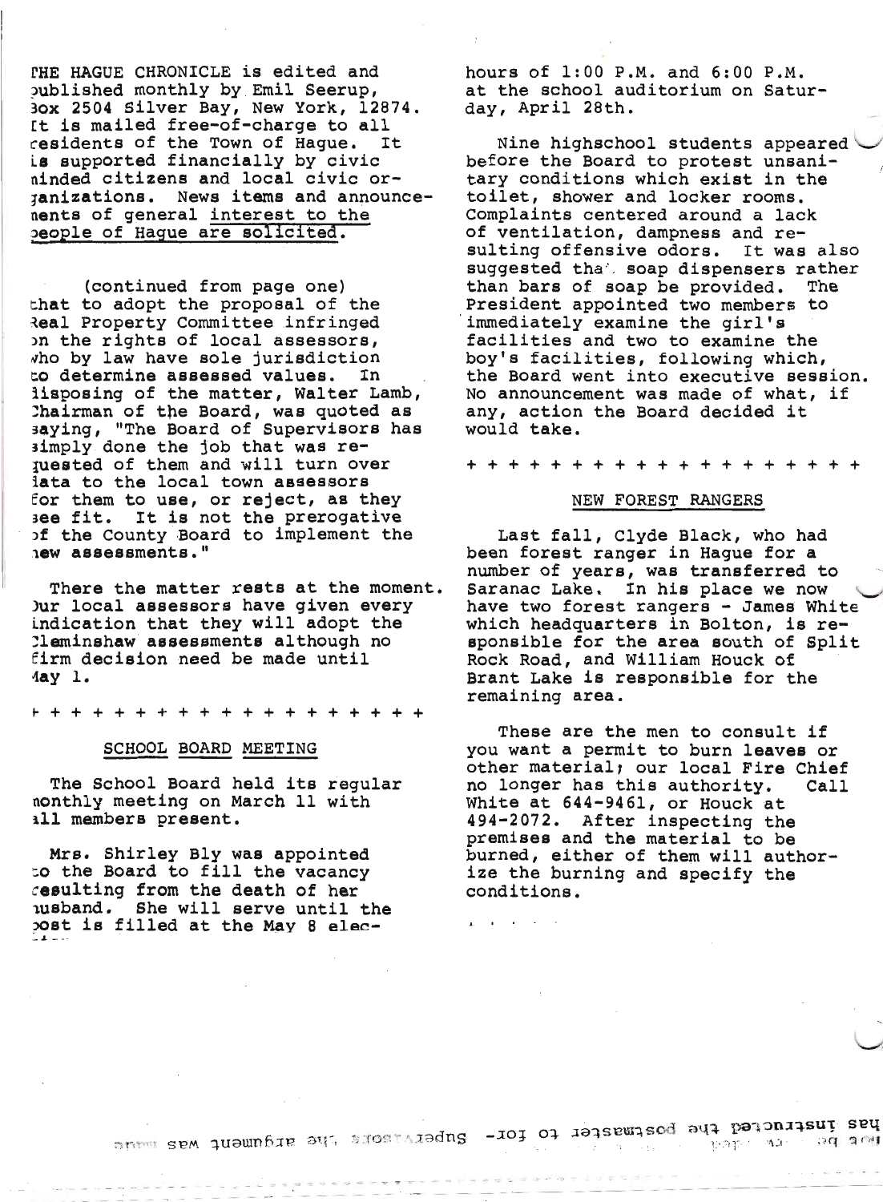THE HAGUE CHRONICLE is edited and published monthly by Emil Seerup, Box 2504 Silver Bay, New York, 12874. It is mailed free-of-charge to all residents of the Town of Hague. It is supported financially by civic minded citizens and local civic organizations. News items and announcements of general interest to the people of Hague are solicited.

(continued from page one) that to adopt the proposal of the Real Property Committee infringed on the rights of local assessors, who by law have sole jurisdiction to determine assessed values. In disposing of the matter, Walter Lamb, Chairman of the Board, was quoted as saying, "The Board of Supervisors has simply done the job that was requested of them and will turn over data to the local town assessors for them to use, or reject, as they see fit. It is not the prerogative of the County Board to implement the new assessments."

There the matter rests at the moment. Our local assessors have given every indication that they will adopt the Cleminshaw assessments although no firm decision need be made until May 1.

+ + + + + + + + + + + + + + + + + + + +

## SCHOOL BOARD MEETING

The School Board held its regular monthly meeting on March 11 with all members present.

Mrs. Shirley Bly was appointed to the Board to fill the vacancy resulting from the death of her husband. She will serve until the post is filled at the May 8 election hours of 1:00 P.M. and 6:00 P.M. at the school auditorium on Saturday, April 28th.

Nine highschool students appeared before the Board to protest unsanitary conditions which exist in the toilet, shower and locker rooms. Complaints centered around a lack of ventilation, dampness and resulting offensive odors. It was also suggested that soap dispensers rather than bars of soap be provided. The President appointed two members to immediately examine the girl's facilities and two to examine the boy's facilities, following which, the Board went into executive session. No announcement was made of what, if any, action the Board decided it would take.

+ + + + + + + + + + + + + + + + + + + +

## NEW FOREST RANGERS

Last fall, Clyde Black, who had been forest ranger in Hague for a number of years, was transferred to Saranac Lake. In his place we now have two forest rangers - James White which headquarters in Bolton, is responsible for the area south of Split Rock Road, and William Houck of Brant Lake is responsible for the remaining area.

These are the men to consult if you want a permit to burn leaves or other material; our local Fire Chief no longer has this authority. Call White at 644-9461, or Houck at 494-2072. After inspecting the premises and the material to be burned, either of them will authorize the burning and specify the conditions.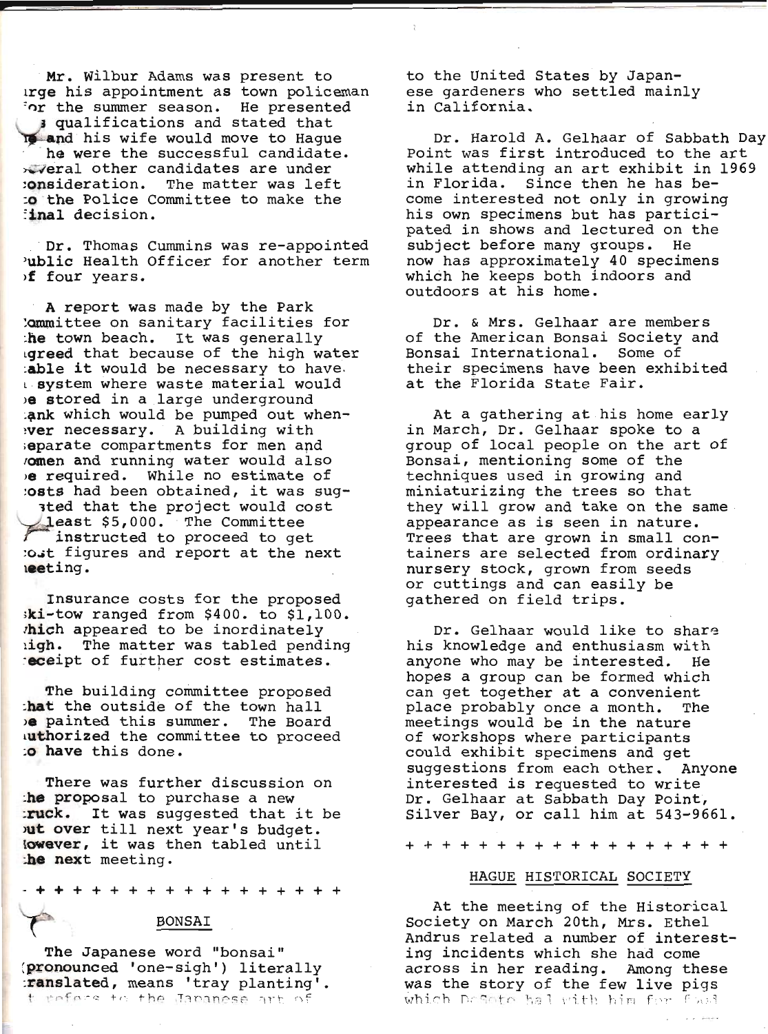Mr. Wilbur Adams was present to urge his appointment as town policeman for the summer season. He presented his qualifications and stated that he and his wife would move to Hague if he were the successful candidate. Several other candidates are under consideration. The matter was left to the Police Committee to make the final decision.

Dr. Thomas Cummins was re-appointed Public Health Officer for another term of four years.

A report was made by the Park Committee on sanitary facilities for the town beach. It was generally agreed that because of the high water table it would be necessary to have a system where waste material would be stored in a large underground tank which would be pumped out whenever necessary. A building with separate compartments for men and women and running water would also be required. While no estimate of costs had been obtained, it was suggested that the project would cost at least $5,000. The Committee was instructed to proceed to get cost figures and report at the next meeting.

Insurance costs for the proposed ski-tow ranged from $400. to $1,100. which appeared to be inordinately high. The matter was tabled pending receipt of further cost estimates.

The building committee proposed that the outside of the town hall be painted this summer. The Board authorized the committee to proceed to have this done.

There was further discussion on the proposal to purchase a new truck. It was suggested that it be put over till next year's budget. However, it was then tabled until the next meeting.

\+ + + + + + + + + + + + + + + + + +

## BONSAI

The Japanese word "bonsai" (pronounced 'one-sigh') literally translated, means 'tray planting'. It refers to the Japanese art of to the United States by Japanese gardeners who settled mainly in California.

Dr. Harold A. Gelhaar of Sabbath Day Point was first introduced to the art while attending an art exhibit in 1969 in Florida. Since then he has become interested not only in growing his own specimens but has participated in shows and lectured on the subject before many groups. He now has approximately 40 specimens which he keeps both indoors and outdoors at his home.

Dr. & Mrs. Gelhaar are members of the American Bonsai Society and Bonsai International. Some of their specimens have been exhibited at the Florida State Fair.

At a gathering at his home early in March, Dr. Gelhaar spoke to a group of local people on the art of Bonsai, mentioning some of the techniques used in growing and miniaturizing the trees so that they will grow and take on the same appearance as is seen in nature. Trees that are grown in small containers are selected from ordinary nursery stock, grown from seeds or cuttings and can easily be gathered on field trips.

Dr. Gelhaar would like to share his knowledge and enthusiasm with anyone who may be interested. He hopes a group can be formed which can get together at a convenient place probably once a month. The meetings would be in the nature of workshops where participants could exhibit specimens and get suggestions from each other. Anyone interested is requested to write Dr. Gelhaar at Sabbath Day Point, Silver Bay, or call him at 543-9661.

\+ + + + + + + + + + + + + + + + + +

## HAGUE HISTORICAL SOCIETY

At the meeting of the Historical Society on March 20th, Mrs. Ethel Andrus related a number of interesting incidents which she had come across in her reading. Among these was the story of the few live pigs which DeSoto had with him for food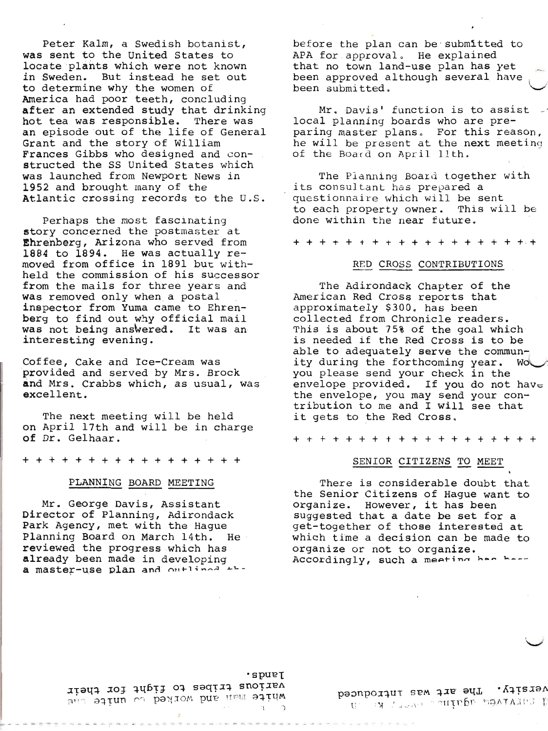Peter Kalm, a Swedish botanist, was sent to the United States to locate plants which were not known in Sweden. But instead he set out to determine why the women of America had poor teeth, concluding after an extended study that drinking hot tea was responsible. There was an episode out of the life of General Grant and the story of William Frances Gibbs who designed and constructed the SS United States which was launched from Newport News in 1952 and brought many of the Atlantic crossing records to the U.S.

Perhaps the most fascinating story concerned the postmaster at Ehrenberg, Arizona who served from 1884 to 1894. He was actually removed from office in 1891 but withheld the commission of his successor from the mails for three years and was removed only when a postal inspector from Yuma came to Ehrenberg to find out why official mail was not being answered. It was an interesting evening.

Coffee, Cake and Ice-Cream was provided and served by Mrs. Brock and Mrs. Crabbs which, as usual, was excellent.

The next meeting will be held on April 17th and will be in charge of Dr. Gelhaar.

+ + + + + + + + + + + + + + + + + +

## PLANNING BOARD MEETING

Mr. George Davis, Assistant Director of Planning, Adirondack Park Agency, met with the Hague Planning Board on March 14th. He reviewed the progress which has already been made in developing a master-use plan and outlined the before the plan can be submitted to APA for approval. He explained that no town land-use plan has yet been approved although several have been submitted.

Mr. Davis' function is to assist local planning boards who are preparing master plans. For this reason, he will be present at the next meeting of the Board on April 11th.

The Planning Board together with its consultant has prepared a questionnaire which will be sent to each property owner. This will be done within the near future.

+ + + + + + + + + + + + + + + + + + + + +

## RED CROSS CONTRIBUTIONS

The Adirondack Chapter of the American Red Cross reports that approximately $300. has been collected from Chronicle readers. This is about 75% of the goal which is needed if the Red Cross is to be able to adequately serve the community during the forthcoming year. Would you please send your check in the envelope provided. If you do not have the envelope, you may send your contribution to me and I will see that it gets to the Red Cross.

+ + + + + + + + + + + + + + + + + + + + +

## SENIOR CITIZENS TO MEET

There is considerable doubt that the Senior Citizens of Hague want to organize. However, it has been suggested that a date be set for a get-together of those interested at which time a decision can be made to organize or not to organize. Accordingly, such a meeting has been